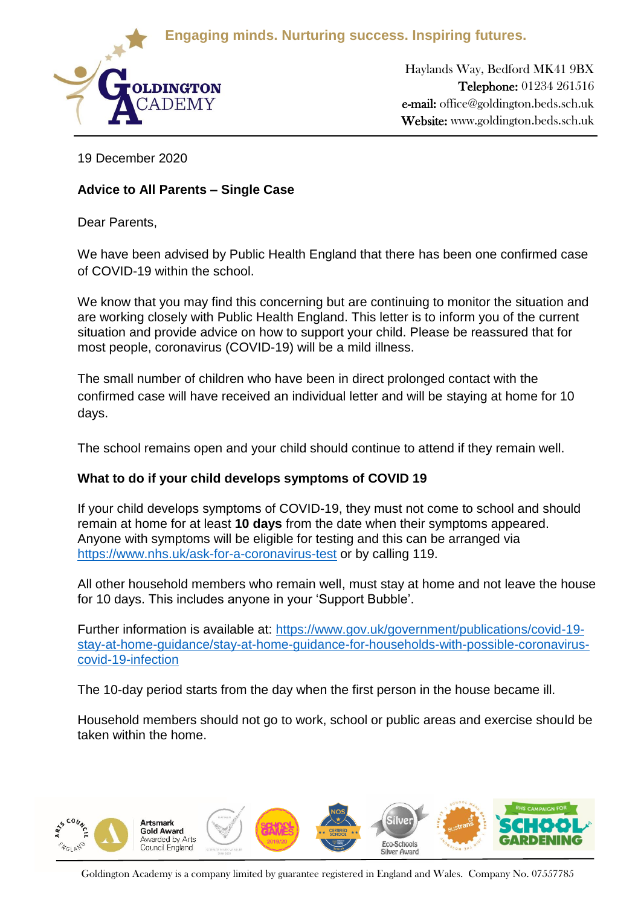Engaging minds. Nurturing success. Inspiring futures.

GOLDINGTON ACADEMY

Haylands Way, Bedford MK41 9BX
Telephone: 01234 261516
e-mail: office@goldington.beds.sch.uk
Website: www.goldington.beds.sch.uk

19 December 2020

**Advice to All Parents – Single Case**

Dear Parents,

We have been advised by Public Health England that there has been one confirmed case of COVID-19 within the school.

We know that you may find this concerning but are continuing to monitor the situation and are working closely with Public Health England. This letter is to inform you of the current situation and provide advice on how to support your child. Please be reassured that for most people, coronavirus (COVID-19) will be a mild illness.

The small number of children who have been in direct prolonged contact with the confirmed case will have received an individual letter and will be staying at home for 10 days.

The school remains open and your child should continue to attend if they remain well.

**What to do if your child develops symptoms of COVID 19**

If your child develops symptoms of COVID-19, they must not come to school and should remain at home for at least **10 days** from the date when their symptoms appeared. Anyone with symptoms will be eligible for testing and this can be arranged via https://www.nhs.uk/ask-for-a-coronavirus-test or by calling 119.

All other household members who remain well, must stay at home and not leave the house for 10 days. This includes anyone in your 'Support Bubble'.

Further information is available at: https://www.gov.uk/government/publications/covid-19-stay-at-home-guidance/stay-at-home-guidance-for-households-with-possible-coronavirus-covid-19-infection

The 10-day period starts from the day when the first person in the house became ill.

Household members should not go to work, school or public areas and exercise should be taken within the home.

Goldington Academy is a company limited by guarantee registered in England and Wales. Company No. 07557785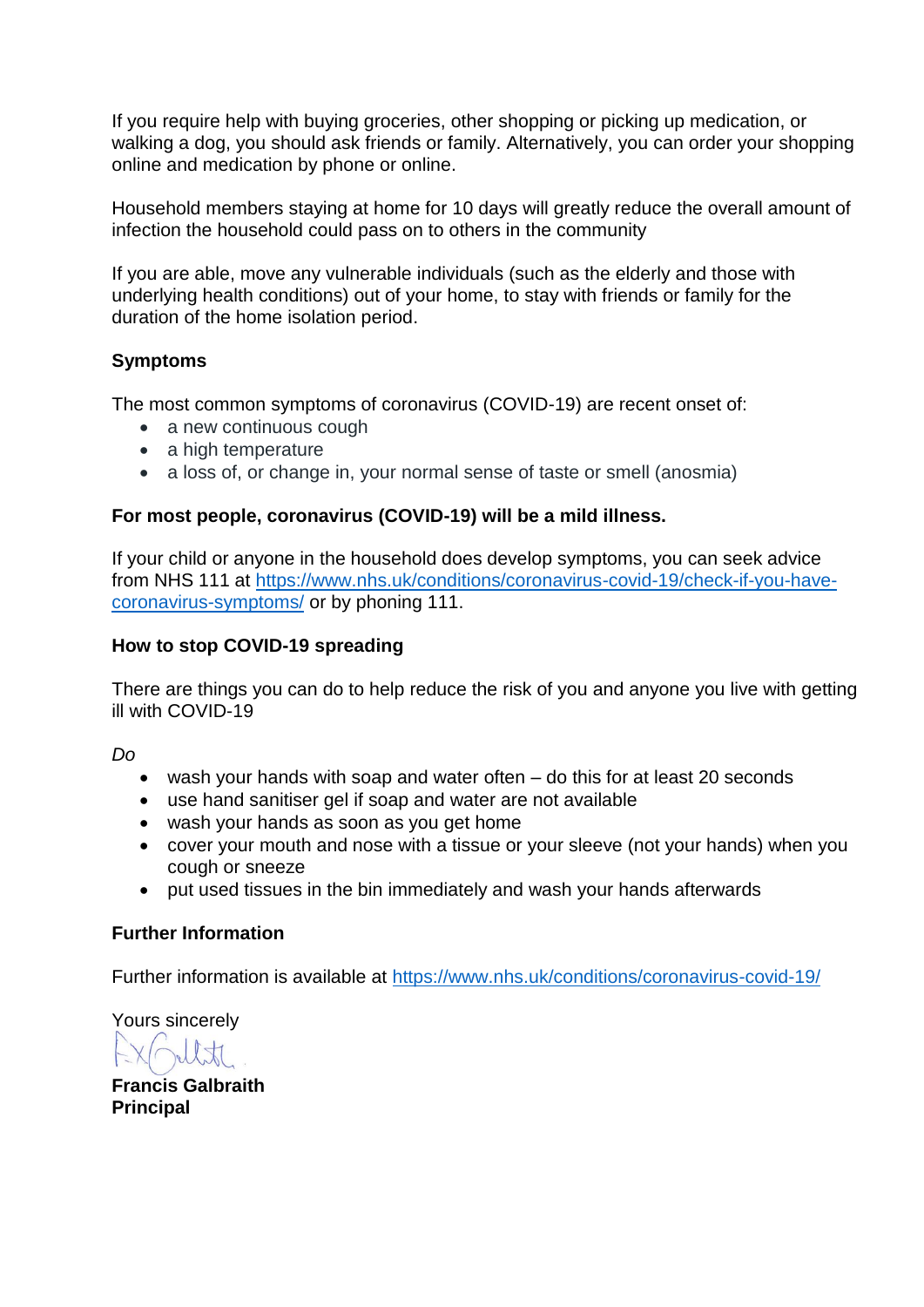If you require help with buying groceries, other shopping or picking up medication, or walking a dog, you should ask friends or family. Alternatively, you can order your shopping online and medication by phone or online.

Household members staying at home for 10 days will greatly reduce the overall amount of infection the household could pass on to others in the community

If you are able, move any vulnerable individuals (such as the elderly and those with underlying health conditions) out of your home, to stay with friends or family for the duration of the home isolation period.

**Symptoms**

The most common symptoms of coronavirus (COVID-19) are recent onset of:

- a new continuous cough
- a high temperature
- a loss of, or change in, your normal sense of taste or smell (anosmia)

**For most people, coronavirus (COVID-19) will be a mild illness.**

If your child or anyone in the household does develop symptoms, you can seek advice from NHS 111 at [https://www.nhs.uk/conditions/coronavirus-covid-19/check-if-you-have-coronavirus-symptoms/](https://www.nhs.uk/conditions/coronavirus-covid-19/check-if-you-have-coronavirus-symptoms/) or by phoning 111.

**How to stop COVID-19 spreading**

There are things you can do to help reduce the risk of you and anyone you live with getting ill with COVID-19

*Do*

- wash your hands with soap and water often – do this for at least 20 seconds
- use hand sanitiser gel if soap and water are not available
- wash your hands as soon as you get home
- cover your mouth and nose with a tissue or your sleeve (not your hands) when you cough or sneeze
- put used tissues in the bin immediately and wash your hands afterwards

**Further Information**

Further information is available at [https://www.nhs.uk/conditions/coronavirus-covid-19/](https://www.nhs.uk/conditions/coronavirus-covid-19/)

Yours sincerely

**Francis Galbraith**
**Principal**